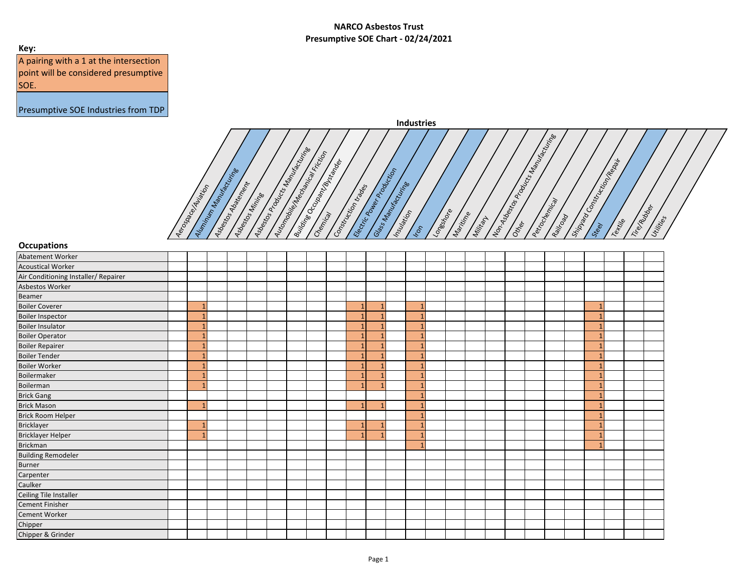# NARCO Asbestos Trust
## Presumptive SOE Chart - 02/24/2021

**Key:**

A pairing with a 1 at the intersection point will be considered presumptive SOE.

Presumptive SOE Industries from TDP

**Industries**

| Occupations | Aerospace/Aviation | Aluminum Manufacturing | Asbestos Abatement | Asbestos Mining | Asbestos Products Manufacturing | Automobile/Mechanical Friction | Building Occupant/Bystander | Chemical | Construction trades | Electric Power Production | Glass Manufacturing | Insulation | Iron | Longshore | Maritime | Military | Non-Asbestos Products Manufacturing | Other | Petrochemical | Railroad | Shipyard Construction/Repair | Steel | Textile | Tire/Rubber | Utilities |
|---|---|---|---|---|---|---|---|---|---|---|---|---|---|---|---|---|---|---|---|---|---|---|---|---|---|
| Abatement Worker | | | | | | | | | | | | | | | | | | | | | | | | | |
| Acoustical Worker | | | | | | | | | | | | | | | | | | | | | | | | | |
| Air Conditioning Installer/ Repairer | | | | | | | | | | | | | | | | | | | | | | | | | |
| Asbestos Worker | | | | | | | | | | | | | | | | | | | | | | | | | |
| Beamer | | | | | | | | | | | | | | | | | | | | | | | | | |
| Boiler Coverer | | 1 | | | | | | | | 1 | 1 | | 1 | | | | | | | | | 1 | | | |
| Boiler Inspector | | 1 | | | | | | | | 1 | 1 | | 1 | | | | | | | | | 1 | | | |
| Boiler Insulator | | 1 | | | | | | | | 1 | 1 | | 1 | | | | | | | | | 1 | | | |
| Boiler Operator | | 1 | | | | | | | | 1 | 1 | | 1 | | | | | | | | | 1 | | | |
| Boiler Repairer | | 1 | | | | | | | | 1 | 1 | | 1 | | | | | | | | | 1 | | | |
| Boiler Tender | | 1 | | | | | | | | 1 | 1 | | 1 | | | | | | | | | 1 | | | |
| Boiler Worker | | 1 | | | | | | | | 1 | 1 | | 1 | | | | | | | | | 1 | | | |
| Boilermaker | | 1 | | | | | | | | 1 | 1 | | 1 | | | | | | | | | 1 | | | |
| Boilerman | | 1 | | | | | | | | 1 | 1 | | 1 | | | | | | | | | 1 | | | |
| Brick Gang | | | | | | | | | | | | | 1 | | | | | | | | | 1 | | | |
| Brick Mason | | 1 | | | | | | | | 1 | 1 | | 1 | | | | | | | | | 1 | | | |
| Brick Room Helper | | | | | | | | | | | | | 1 | | | | | | | | | 1 | | | |
| Bricklayer | | 1 | | | | | | | | 1 | 1 | | 1 | | | | | | | | | 1 | | | |
| Bricklayer Helper | | 1 | | | | | | | | 1 | 1 | | 1 | | | | | | | | | 1 | | | |
| Brickman | | | | | | | | | | | | | 1 | | | | | | | | | 1 | | | |
| Building Remodeler | | | | | | | | | | | | | | | | | | | | | | | | | |
| Burner | | | | | | | | | | | | | | | | | | | | | | | | | |
| Carpenter | | | | | | | | | | | | | | | | | | | | | | | | | |
| Caulker | | | | | | | | | | | | | | | | | | | | | | | | | |
| Ceiling Tile Installer | | | | | | | | | | | | | | | | | | | | | | | | | |
| Cement Finisher | | | | | | | | | | | | | | | | | | | | | | | | | |
| Cement Worker | | | | | | | | | | | | | | | | | | | | | | | | | |
| Chipper | | | | | | | | | | | | | | | | | | | | | | | | | |
| Chipper & Grinder | | | | | | | | | | | | | | | | | | | | | | | | | |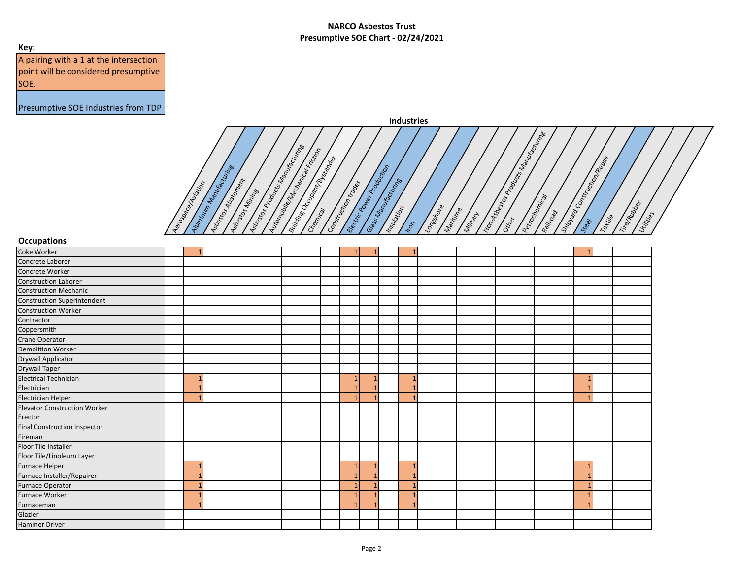# NARCO Asbestos Trust

## Presumptive SOE Chart - 02/24/2021

**Key:**

A pairing with a 1 at the intersection point will be considered presumptive SOE.

Presumptive SOE Industries from TDP

**Industries**

| Occupations | Aerospace/Aviation | Aluminum Manufacturing | Asbestos Abatement | Asbestos Mining | Asbestos Products Manufacturing | Automobile/Mechanical Friction | Building Occupant/Bystander | Chemical | Construction trades | Electric Power Production | Glass Manufacturing | Insulation | Iron | Longshore | Maritime | Military | Non-Asbestos Products Manufacturing | Other | Petrochemical | Railroad | Shipyard Construction/Repair | Steel | Textile | Tire/Rubber | Utilities |
|---|---|---|---|---|---|---|---|---|---|---|---|---|---|---|---|---|---|---|---|---|---|---|---|---|---|
| Coke Worker | | 1 | | | | | | | | 1 | 1 | | 1 | | | | | | | | | 1 | | | |
| Concrete Laborer | | | | | | | | | | | | | | | | | | | | | | | | | |
| Concrete Worker | | | | | | | | | | | | | | | | | | | | | | | | | |
| Construction Laborer | | | | | | | | | | | | | | | | | | | | | | | | | |
| Construction Mechanic | | | | | | | | | | | | | | | | | | | | | | | | | |
| Construction Superintendent | | | | | | | | | | | | | | | | | | | | | | | | | |
| Construction Worker | | | | | | | | | | | | | | | | | | | | | | | | | |
| Contractor | | | | | | | | | | | | | | | | | | | | | | | | | |
| Coppersmith | | | | | | | | | | | | | | | | | | | | | | | | | |
| Crane Operator | | | | | | | | | | | | | | | | | | | | | | | | | |
| Demolition Worker | | | | | | | | | | | | | | | | | | | | | | | | | |
| Drywall Applicator | | | | | | | | | | | | | | | | | | | | | | | | | |
| Drywall Taper | | | | | | | | | | | | | | | | | | | | | | | | | |
| Electrical Technician | | 1 | | | | | | | | 1 | 1 | | 1 | | | | | | | | | 1 | | | |
| Electrician | | 1 | | | | | | | | 1 | 1 | | 1 | | | | | | | | | 1 | | | |
| Electrician Helper | | 1 | | | | | | | | 1 | 1 | | 1 | | | | | | | | | 1 | | | |
| Elevator Construction Worker | | | | | | | | | | | | | | | | | | | | | | | | | |
| Erector | | | | | | | | | | | | | | | | | | | | | | | | | |
| Final Construction Inspector | | | | | | | | | | | | | | | | | | | | | | | | | |
| Fireman | | | | | | | | | | | | | | | | | | | | | | | | | |
| Floor Tile Installer | | | | | | | | | | | | | | | | | | | | | | | | | |
| Floor Tile/Linoleum Layer | | | | | | | | | | | | | | | | | | | | | | | | | |
| Furnace Helper | | 1 | | | | | | | | 1 | 1 | | 1 | | | | | | | | | 1 | | | |
| Furnace Installer/Repairer | | 1 | | | | | | | | 1 | 1 | | 1 | | | | | | | | | 1 | | | |
| Furnace Operator | | 1 | | | | | | | | 1 | 1 | | 1 | | | | | | | | | 1 | | | |
| Furnace Worker | | 1 | | | | | | | | 1 | 1 | | 1 | | | | | | | | | 1 | | | |
| Furnaceman | | 1 | | | | | | | | 1 | 1 | | 1 | | | | | | | | | 1 | | | |
| Glazier | | | | | | | | | | | | | | | | | | | | | | | | | |
| Hammer Driver | | | | | | | | | | | | | | | | | | | | | | | | | |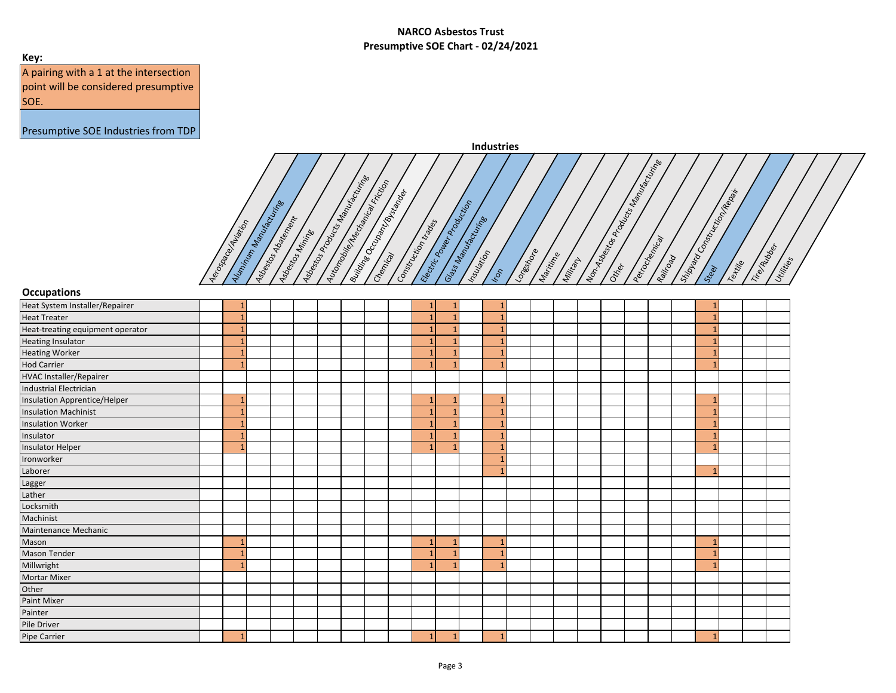# NARCO Asbestos Trust
## Presumptive SOE Chart - 02/24/2021

**Key:**

A pairing with a 1 at the intersection point will be considered presumptive SOE.

Presumptive SOE Industries from TDP

**Industries**

| Occupations | Aerospace/Aviation | Aluminum Manufacturing | Asbestos Abatement | Asbestos Mining | Asbestos Products Manufacturing | Automobile/Mechanical Friction | Building Occupant/Bystander | Chemical | Construction trades | Electric Power Production | Glass Manufacturing | Insulation | Iron | Longshore | Maritime | Military | Non-Asbestos Products Manufacturing | Other | Petrochemical | Railroad | Shipyard Construction/Repair | Steel | Textile | Tire/Rubber | Utilities |
|---|---|---|---|---|---|---|---|---|---|---|---|---|---|---|---|---|---|---|---|---|---|---|---|---|---|
| Heat System Installer/Repairer | | 1 | | | | | | | | 1 | 1 | | 1 | | | | | | | | | 1 | | | |
| Heat Treater | | 1 | | | | | | | | 1 | 1 | | 1 | | | | | | | | | 1 | | | |
| Heat-treating equipment operator | | 1 | | | | | | | | 1 | 1 | | 1 | | | | | | | | | 1 | | | |
| Heating Insulator | | 1 | | | | | | | | 1 | 1 | | 1 | | | | | | | | | 1 | | | |
| Heating Worker | | 1 | | | | | | | | 1 | 1 | | 1 | | | | | | | | | 1 | | | |
| Hod Carrier | | 1 | | | | | | | | 1 | 1 | | 1 | | | | | | | | | 1 | | | |
| HVAC Installer/Repairer | | | | | | | | | | | | | | | | | | | | | | | | | |
| Industrial Electrician | | | | | | | | | | | | | | | | | | | | | | | | | |
| Insulation Apprentice/Helper | | 1 | | | | | | | | 1 | 1 | | 1 | | | | | | | | | 1 | | | |
| Insulation Machinist | | 1 | | | | | | | | 1 | 1 | | 1 | | | | | | | | | 1 | | | |
| Insulation Worker | | 1 | | | | | | | | 1 | 1 | | 1 | | | | | | | | | 1 | | | |
| Insulator | | 1 | | | | | | | | 1 | 1 | | 1 | | | | | | | | | 1 | | | |
| Insulator Helper | | 1 | | | | | | | | 1 | 1 | | 1 | | | | | | | | | 1 | | | |
| Ironworker | | | | | | | | | | | | | 1 | | | | | | | | | | | | |
| Laborer | | | | | | | | | | | | | 1 | | | | | | | | | 1 | | | |
| Lagger | | | | | | | | | | | | | | | | | | | | | | | | | |
| Lather | | | | | | | | | | | | | | | | | | | | | | | | | |
| Locksmith | | | | | | | | | | | | | | | | | | | | | | | | | |
| Machinist | | | | | | | | | | | | | | | | | | | | | | | | | |
| Maintenance Mechanic | | | | | | | | | | | | | | | | | | | | | | | | | |
| Mason | | 1 | | | | | | | | 1 | 1 | | 1 | | | | | | | | | 1 | | | |
| Mason Tender | | 1 | | | | | | | | 1 | 1 | | 1 | | | | | | | | | 1 | | | |
| Millwright | | 1 | | | | | | | | 1 | 1 | | 1 | | | | | | | | | 1 | | | |
| Mortar Mixer | | | | | | | | | | | | | | | | | | | | | | | | | |
| Other | | | | | | | | | | | | | | | | | | | | | | | | | |
| Paint Mixer | | | | | | | | | | | | | | | | | | | | | | | | | |
| Painter | | | | | | | | | | | | | | | | | | | | | | | | | |
| Pile Driver | | | | | | | | | | | | | | | | | | | | | | | | | |
| Pipe Carrier | | 1 | | | | | | | | 1 | 1 | | 1 | | | | | | | | | 1 | | | |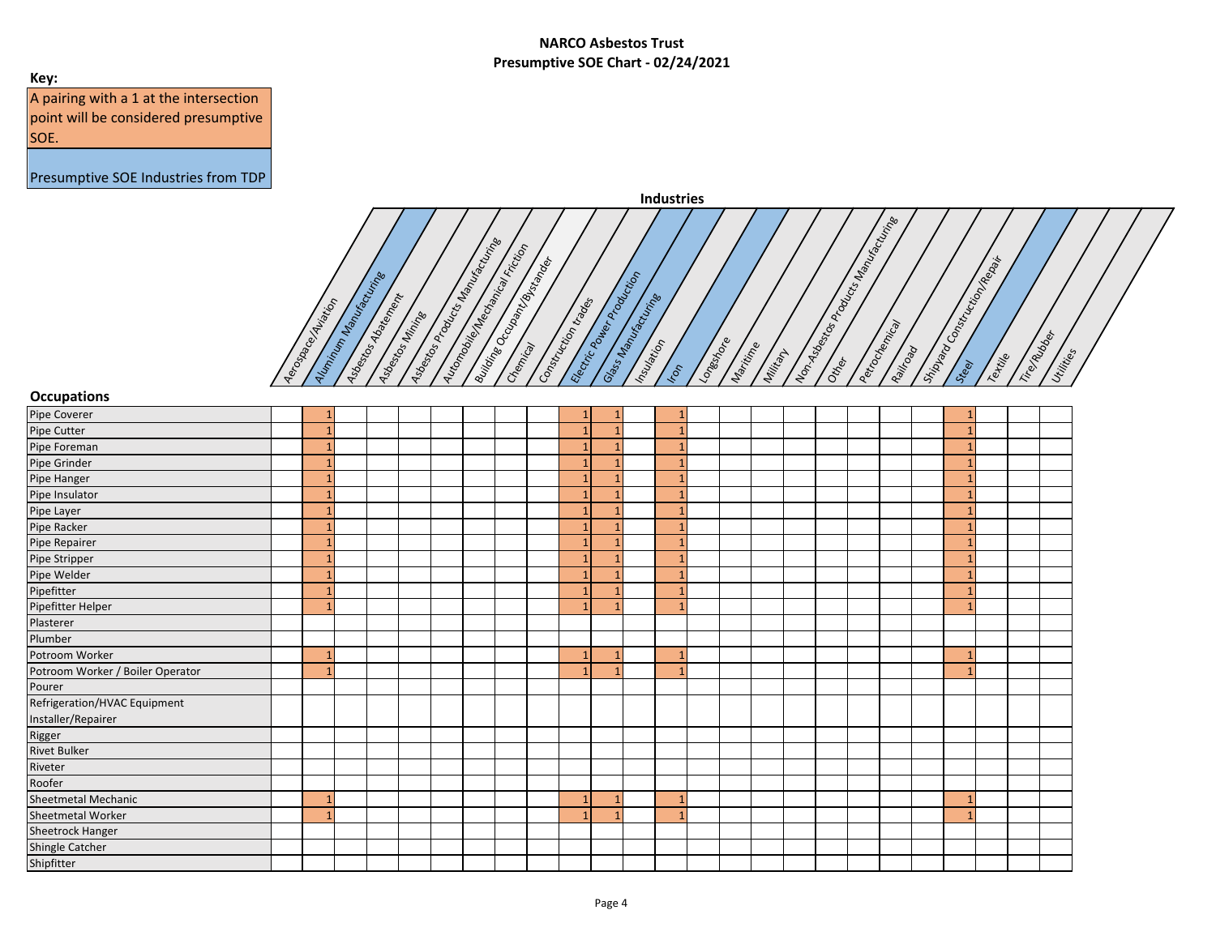## NARCO Asbestos Trust
## Presumptive SOE Chart - 02/24/2021

**Key:**

A pairing with a 1 at the intersection point will be considered presumptive SOE.

Presumptive SOE Industries from TDP

**Industries**

| Occupations | Aerospace/Aviation | Aluminum Manufacturing | Asbestos Abatement | Asbestos Mining | Asbestos Products Manufacturing | Automobile/Mechanical Friction | Building Occupant/Bystander | Chemical | Construction trades | Electric Power Production | Glass Manufacturing | Insulation | Iron | Longshore | Maritime | Military | Non-Asbestos Products Manufacturing | Other | Petrochemical | Railroad | Shipyard Construction/Repair | Steel | Textile | Tire/Rubber | Utilities |
|---|---|---|---|---|---|---|---|---|---|---|---|---|---|---|---|---|---|---|---|---|---|---|---|---|---|
| Pipe Coverer | | 1 | | | | | | | | 1 | 1 | | 1 | | | | | | | | | 1 | | | |
| Pipe Cutter | | 1 | | | | | | | | 1 | 1 | | 1 | | | | | | | | | 1 | | | |
| Pipe Foreman | | 1 | | | | | | | | 1 | 1 | | 1 | | | | | | | | | 1 | | | |
| Pipe Grinder | | 1 | | | | | | | | 1 | 1 | | 1 | | | | | | | | | 1 | | | |
| Pipe Hanger | | 1 | | | | | | | | 1 | 1 | | 1 | | | | | | | | | 1 | | | |
| Pipe Insulator | | 1 | | | | | | | | 1 | 1 | | 1 | | | | | | | | | 1 | | | |
| Pipe Layer | | 1 | | | | | | | | 1 | 1 | | 1 | | | | | | | | | 1 | | | |
| Pipe Racker | | 1 | | | | | | | | 1 | 1 | | 1 | | | | | | | | | 1 | | | |
| Pipe Repairer | | 1 | | | | | | | | 1 | 1 | | 1 | | | | | | | | | 1 | | | |
| Pipe Stripper | | 1 | | | | | | | | 1 | 1 | | 1 | | | | | | | | | 1 | | | |
| Pipe Welder | | 1 | | | | | | | | 1 | 1 | | 1 | | | | | | | | | 1 | | | |
| Pipefitter | | 1 | | | | | | | | 1 | 1 | | 1 | | | | | | | | | 1 | | | |
| Pipefitter Helper | | 1 | | | | | | | | 1 | 1 | | 1 | | | | | | | | | 1 | | | |
| Plasterer | | | | | | | | | | | | | | | | | | | | | | | | | |
| Plumber | | | | | | | | | | | | | | | | | | | | | | | | | |
| Potroom Worker | | 1 | | | | | | | | 1 | 1 | | 1 | | | | | | | | | 1 | | | |
| Potroom Worker / Boiler Operator | | 1 | | | | | | | | 1 | 1 | | 1 | | | | | | | | | 1 | | | |
| Pourer | | | | | | | | | | | | | | | | | | | | | | | | | |
| Refrigeration/HVAC Equipment Installer/Repairer | | | | | | | | | | | | | | | | | | | | | | | | | |
| Rigger | | | | | | | | | | | | | | | | | | | | | | | | | |
| Rivet Bulker | | | | | | | | | | | | | | | | | | | | | | | | | |
| Riveter | | | | | | | | | | | | | | | | | | | | | | | | | |
| Roofer | | | | | | | | | | | | | | | | | | | | | | | | | |
| Sheetmetal Mechanic | | 1 | | | | | | | | 1 | 1 | | 1 | | | | | | | | | 1 | | | |
| Sheetmetal Worker | | 1 | | | | | | | | 1 | 1 | | 1 | | | | | | | | | 1 | | | |
| Sheetrock Hanger | | | | | | | | | | | | | | | | | | | | | | | | | |
| Shingle Catcher | | | | | | | | | | | | | | | | | | | | | | | | | |
| Shipfitter | | | | | | | | | | | | | | | | | | | | | | | | | |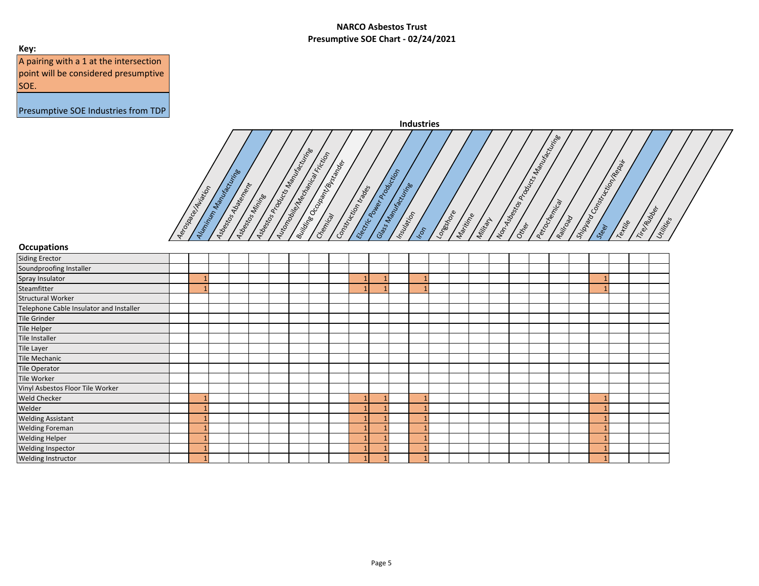# NARCO Asbestos Trust
## Presumptive SOE Chart - 02/24/2021

**Key:**

A pairing with a 1 at the intersection point will be considered presumptive SOE.

Presumptive SOE Industries from TDP

**Industries**

| Occupations | Aerospace/Aviation | Aluminum Manufacturing | Asbestos Abatement | Asbestos Mining | Asbestos Products Manufacturing | Automobile/Mechanical Friction | Building Occupant/Bystander | Chemical | Construction trades | Electric Power Production | Glass Manufacturing | Insulation | Iron | Longshore | Maritime | Military | Non-Asbestos Products Manufacturing | Other | Petrochemical | Railroad | Shipyard Construction/Repair | Steel | Textile | Tire/Rubber | Utilities |
|---|---|---|---|---|---|---|---|---|---|---|---|---|---|---|---|---|---|---|---|---|---|---|---|---|---|
| Siding Erector | | | | | | | | | | | | | | | | | | | | | | | | | |
| Soundproofing Installer | | | | | | | | | | | | | | | | | | | | | | | | | |
| Spray Insulator | | 1 | | | | | | | | 1 | 1 | | 1 | | | | | | | | | 1 | | | |
| Steamfitter | | 1 | | | | | | | | 1 | 1 | | 1 | | | | | | | | | 1 | | | |
| Structural Worker | | | | | | | | | | | | | | | | | | | | | | | | | |
| Telephone Cable Insulator and Installer | | | | | | | | | | | | | | | | | | | | | | | | | |
| Tile Grinder | | | | | | | | | | | | | | | | | | | | | | | | | |
| Tile Helper | | | | | | | | | | | | | | | | | | | | | | | | | |
| Tile Installer | | | | | | | | | | | | | | | | | | | | | | | | | |
| Tile Layer | | | | | | | | | | | | | | | | | | | | | | | | | |
| Tile Mechanic | | | | | | | | | | | | | | | | | | | | | | | | | |
| Tile Operator | | | | | | | | | | | | | | | | | | | | | | | | | |
| Tile Worker | | | | | | | | | | | | | | | | | | | | | | | | | |
| Vinyl Asbestos Floor Tile Worker | | | | | | | | | | | | | | | | | | | | | | | | | |
| Weld Checker | | 1 | | | | | | | | 1 | 1 | | 1 | | | | | | | | | 1 | | | |
| Welder | | 1 | | | | | | | | 1 | 1 | | 1 | | | | | | | | | 1 | | | |
| Welding Assistant | | 1 | | | | | | | | 1 | 1 | | 1 | | | | | | | | | 1 | | | |
| Welding Foreman | | 1 | | | | | | | | 1 | 1 | | 1 | | | | | | | | | 1 | | | |
| Welding Helper | | 1 | | | | | | | | 1 | 1 | | 1 | | | | | | | | | 1 | | | |
| Welding Inspector | | 1 | | | | | | | | 1 | 1 | | 1 | | | | | | | | | 1 | | | |
| Welding Instructor | | 1 | | | | | | | | 1 | 1 | | 1 | | | | | | | | | 1 | | | |